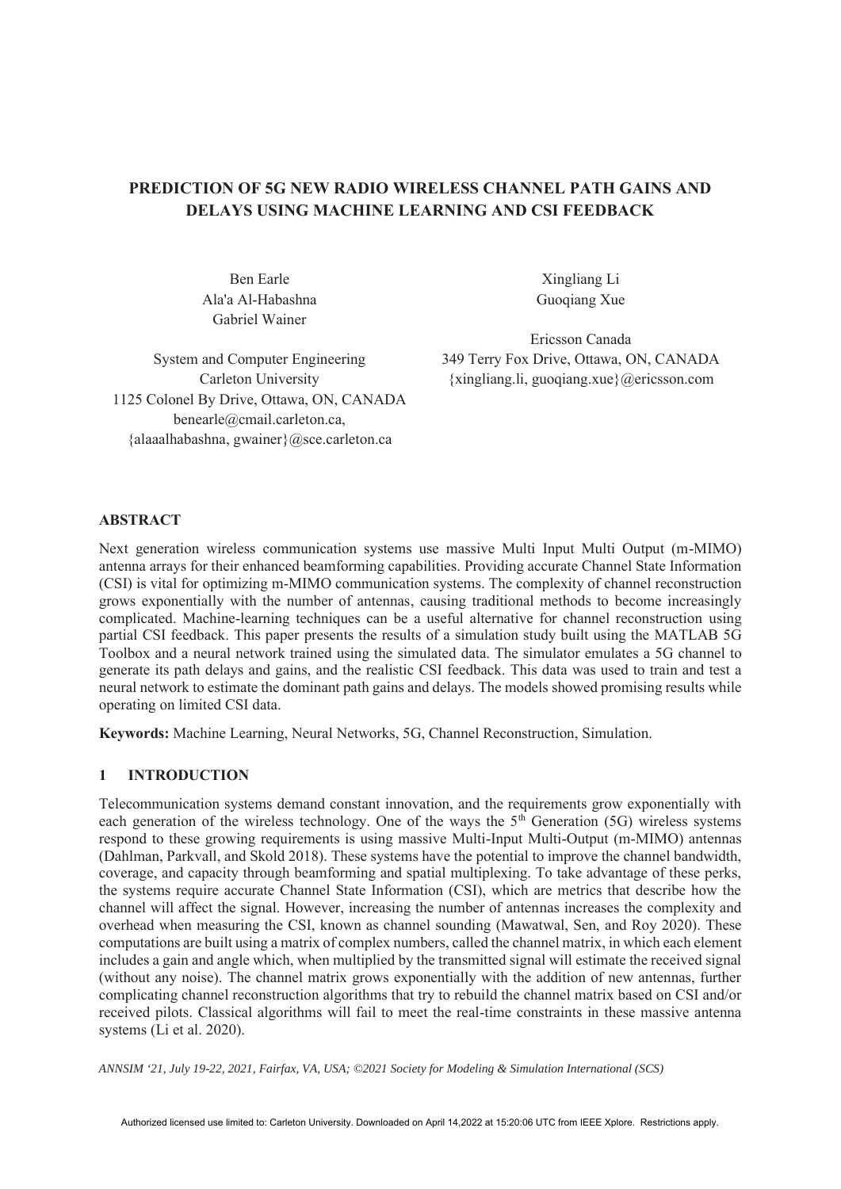# PREDICTION OF 5G NEW RADIO WIRELESS CHANNEL PATH GAINS AND DELAYS USING MACHINE LEARNING AND CSI FEEDBACK

Ben Earle
Ala'a Al-Habashna
Gabriel Wainer

System and Computer Engineering
Carleton University
1125 Colonel By Drive, Ottawa, ON, CANADA
benearle@cmail.carleton.ca,
{alaaalhabashna, gwainer}@sce.carleton.ca

Xingliang Li
Guoqiang Xue

Ericsson Canada
349 Terry Fox Drive, Ottawa, ON, CANADA
{xingliang.li, guoqiang.xue}@ericsson.com

## ABSTRACT

Next generation wireless communication systems use massive Multi Input Multi Output (m-MIMO) antenna arrays for their enhanced beamforming capabilities. Providing accurate Channel State Information (CSI) is vital for optimizing m-MIMO communication systems. The complexity of channel reconstruction grows exponentially with the number of antennas, causing traditional methods to become increasingly complicated. Machine-learning techniques can be a useful alternative for channel reconstruction using partial CSI feedback. This paper presents the results of a simulation study built using the MATLAB 5G Toolbox and a neural network trained using the simulated data. The simulator emulates a 5G channel to generate its path delays and gains, and the realistic CSI feedback. This data was used to train and test a neural network to estimate the dominant path gains and delays. The models showed promising results while operating on limited CSI data.

**Keywords:** Machine Learning, Neural Networks, 5G, Channel Reconstruction, Simulation.

## 1 INTRODUCTION

Telecommunication systems demand constant innovation, and the requirements grow exponentially with each generation of the wireless technology. One of the ways the 5$^{th}$ Generation (5G) wireless systems respond to these growing requirements is using massive Multi-Input Multi-Output (m-MIMO) antennas (Dahlman, Parkvall, and Skold 2018). These systems have the potential to improve the channel bandwidth, coverage, and capacity through beamforming and spatial multiplexing. To take advantage of these perks, the systems require accurate Channel State Information (CSI), which are metrics that describe how the channel will affect the signal. However, increasing the number of antennas increases the complexity and overhead when measuring the CSI, known as channel sounding (Mawatwal, Sen, and Roy 2020). These computations are built using a matrix of complex numbers, called the channel matrix, in which each element includes a gain and angle which, when multiplied by the transmitted signal will estimate the received signal (without any noise). The channel matrix grows exponentially with the addition of new antennas, further complicating channel reconstruction algorithms that try to rebuild the channel matrix based on CSI and/or received pilots. Classical algorithms will fail to meet the real-time constraints in these massive antenna systems (Li et al. 2020).

*ANNSIM '21, July 19-22, 2021, Fairfax, VA, USA; ©2021 Society for Modeling & Simulation International (SCS)*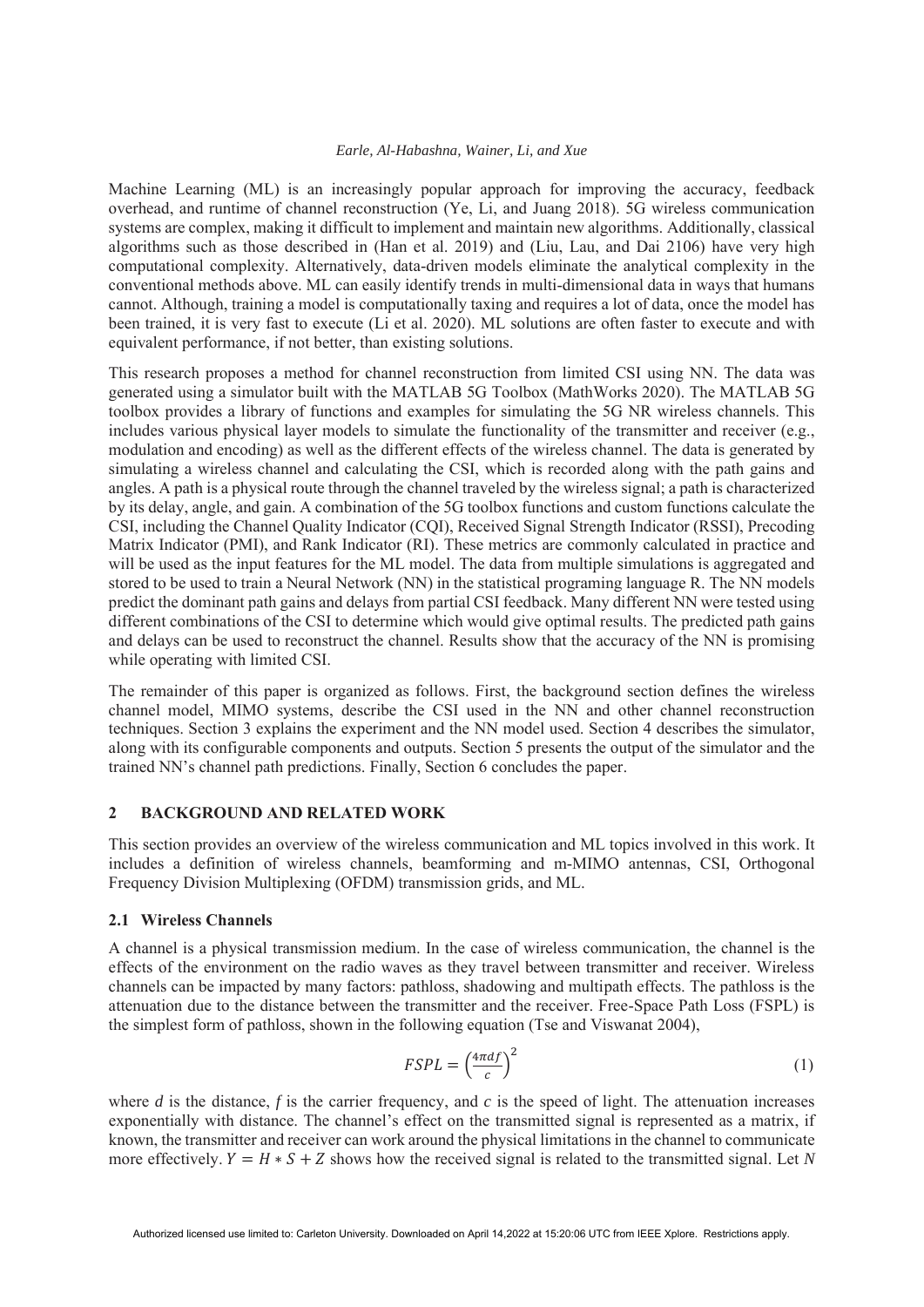Machine Learning (ML) is an increasingly popular approach for improving the accuracy, feedback overhead, and runtime of channel reconstruction (Ye, Li, and Juang 2018). 5G wireless communication systems are complex, making it difficult to implement and maintain new algorithms. Additionally, classical algorithms such as those described in (Han et al. 2019) and (Liu, Lau, and Dai 2106) have very high computational complexity. Alternatively, data-driven models eliminate the analytical complexity in the conventional methods above. ML can easily identify trends in multi-dimensional data in ways that humans cannot. Although, training a model is computationally taxing and requires a lot of data, once the model has been trained, it is very fast to execute (Li et al. 2020). ML solutions are often faster to execute and with equivalent performance, if not better, than existing solutions.

This research proposes a method for channel reconstruction from limited CSI using NN. The data was generated using a simulator built with the MATLAB 5G Toolbox (MathWorks 2020). The MATLAB 5G toolbox provides a library of functions and examples for simulating the 5G NR wireless channels. This includes various physical layer models to simulate the functionality of the transmitter and receiver (e.g., modulation and encoding) as well as the different effects of the wireless channel. The data is generated by simulating a wireless channel and calculating the CSI, which is recorded along with the path gains and angles. A path is a physical route through the channel traveled by the wireless signal; a path is characterized by its delay, angle, and gain. A combination of the 5G toolbox functions and custom functions calculate the CSI, including the Channel Quality Indicator (CQI), Received Signal Strength Indicator (RSSI), Precoding Matrix Indicator (PMI), and Rank Indicator (RI). These metrics are commonly calculated in practice and will be used as the input features for the ML model. The data from multiple simulations is aggregated and stored to be used to train a Neural Network (NN) in the statistical programing language R. The NN models predict the dominant path gains and delays from partial CSI feedback. Many different NN were tested using different combinations of the CSI to determine which would give optimal results. The predicted path gains and delays can be used to reconstruct the channel. Results show that the accuracy of the NN is promising while operating with limited CSI.

The remainder of this paper is organized as follows. First, the background section defines the wireless channel model, MIMO systems, describe the CSI used in the NN and other channel reconstruction techniques. Section 3 explains the experiment and the NN model used. Section 4 describes the simulator, along with its configurable components and outputs. Section 5 presents the output of the simulator and the trained NN's channel path predictions. Finally, Section 6 concludes the paper.

## 2 BACKGROUND AND RELATED WORK

This section provides an overview of the wireless communication and ML topics involved in this work. It includes a definition of wireless channels, beamforming and m-MIMO antennas, CSI, Orthogonal Frequency Division Multiplexing (OFDM) transmission grids, and ML.

### 2.1 Wireless Channels

A channel is a physical transmission medium. In the case of wireless communication, the channel is the effects of the environment on the radio waves as they travel between transmitter and receiver. Wireless channels can be impacted by many factors: pathloss, shadowing and multipath effects. The pathloss is the attenuation due to the distance between the transmitter and the receiver. Free-Space Path Loss (FSPL) is the simplest form of pathloss, shown in the following equation (Tse and Viswanat 2004),

$$FSPL = \left(\frac{4\pi d f}{c}\right)^2 \tag{1}$$

where $d$ is the distance, $f$ is the carrier frequency, and $c$ is the speed of light. The attenuation increases exponentially with distance. The channel's effect on the transmitted signal is represented as a matrix, if known, the transmitter and receiver can work around the physical limitations in the channel to communicate more effectively. $Y = H * S + Z$ shows how the received signal is related to the transmitted signal. Let $N$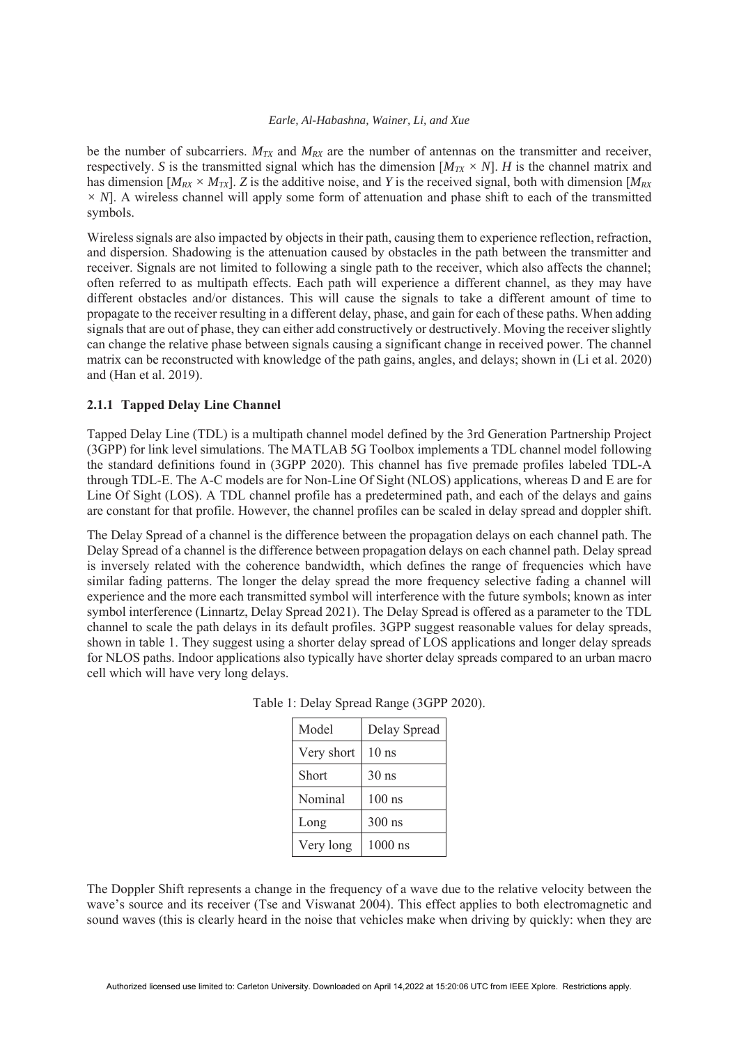be the number of subcarriers. $M_{TX}$ and $M_{RX}$ are the number of antennas on the transmitter and receiver, respectively. $S$ is the transmitted signal which has the dimension $[M_{TX} \times N]$. $H$ is the channel matrix and has dimension $[M_{RX} \times M_{TX}]$. $Z$ is the additive noise, and $Y$ is the received signal, both with dimension $[M_{RX} \times N]$. A wireless channel will apply some form of attenuation and phase shift to each of the transmitted symbols.

Wireless signals are also impacted by objects in their path, causing them to experience reflection, refraction, and dispersion. Shadowing is the attenuation caused by obstacles in the path between the transmitter and receiver. Signals are not limited to following a single path to the receiver, which also affects the channel; often referred to as multipath effects. Each path will experience a different channel, as they may have different obstacles and/or distances. This will cause the signals to take a different amount of time to propagate to the receiver resulting in a different delay, phase, and gain for each of these paths. When adding signals that are out of phase, they can either add constructively or destructively. Moving the receiver slightly can change the relative phase between signals causing a significant change in received power. The channel matrix can be reconstructed with knowledge of the path gains, angles, and delays; shown in (Li et al. 2020) and (Han et al. 2019).

### 2.1.1 Tapped Delay Line Channel

Tapped Delay Line (TDL) is a multipath channel model defined by the 3rd Generation Partnership Project (3GPP) for link level simulations. The MATLAB 5G Toolbox implements a TDL channel model following the standard definitions found in (3GPP 2020). This channel has five premade profiles labeled TDL-A through TDL-E. The A-C models are for Non-Line Of Sight (NLOS) applications, whereas D and E are for Line Of Sight (LOS). A TDL channel profile has a predetermined path, and each of the delays and gains are constant for that profile. However, the channel profiles can be scaled in delay spread and doppler shift.

The Delay Spread of a channel is the difference between the propagation delays on each channel path. The Delay Spread of a channel is the difference between propagation delays on each channel path. Delay spread is inversely related with the coherence bandwidth, which defines the range of frequencies which have similar fading patterns. The longer the delay spread the more frequency selective fading a channel will experience and the more each transmitted symbol will interference with the future symbols; known as inter symbol interference (Linnartz, Delay Spread 2021). The Delay Spread is offered as a parameter to the TDL channel to scale the path delays in its default profiles. 3GPP suggest reasonable values for delay spreads, shown in table 1. They suggest using a shorter delay spread of LOS applications and longer delay spreads for NLOS paths. Indoor applications also typically have shorter delay spreads compared to an urban macro cell which will have very long delays.

Table 1: Delay Spread Range (3GPP 2020).

| Model | Delay Spread |
|---|---|
| Very short | 10 ns |
| Short | 30 ns |
| Nominal | 100 ns |
| Long | 300 ns |
| Very long | 1000 ns |

The Doppler Shift represents a change in the frequency of a wave due to the relative velocity between the wave's source and its receiver (Tse and Viswanat 2004). This effect applies to both electromagnetic and sound waves (this is clearly heard in the noise that vehicles make when driving by quickly: when they are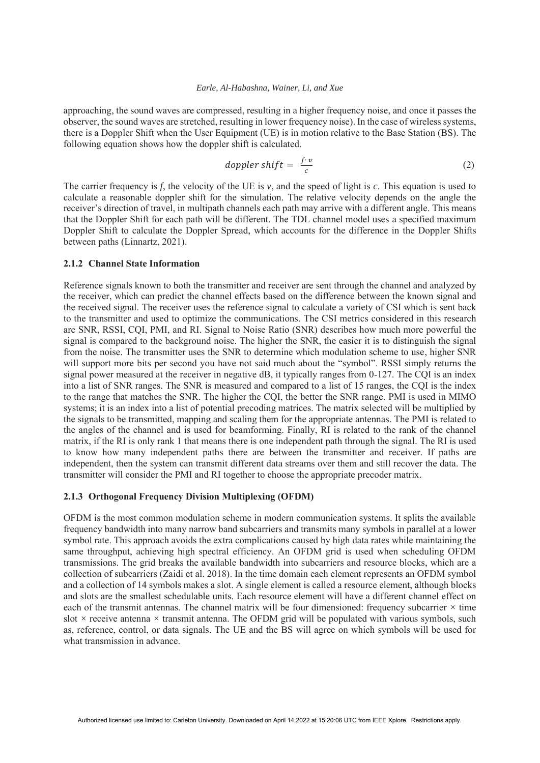approaching, the sound waves are compressed, resulting in a higher frequency noise, and once it passes the observer, the sound waves are stretched, resulting in lower frequency noise). In the case of wireless systems, there is a Doppler Shift when the User Equipment (UE) is in motion relative to the Base Station (BS). The following equation shows how the doppler shift is calculated.

$$doppler\ shift = \frac{f \cdot v}{c} \tag{2}$$

The carrier frequency is $f$, the velocity of the UE is $v$, and the speed of light is $c$. This equation is used to calculate a reasonable doppler shift for the simulation. The relative velocity depends on the angle the receiver's direction of travel, in multipath channels each path may arrive with a different angle. This means that the Doppler Shift for each path will be different. The TDL channel model uses a specified maximum Doppler Shift to calculate the Doppler Spread, which accounts for the difference in the Doppler Shifts between paths (Linnartz, 2021).

### 2.1.2 Channel State Information

Reference signals known to both the transmitter and receiver are sent through the channel and analyzed by the receiver, which can predict the channel effects based on the difference between the known signal and the received signal. The receiver uses the reference signal to calculate a variety of CSI which is sent back to the transmitter and used to optimize the communications. The CSI metrics considered in this research are SNR, RSSI, CQI, PMI, and RI. Signal to Noise Ratio (SNR) describes how much more powerful the signal is compared to the background noise. The higher the SNR, the easier it is to distinguish the signal from the noise. The transmitter uses the SNR to determine which modulation scheme to use, higher SNR will support more bits per second you have not said much about the "symbol". RSSI simply returns the signal power measured at the receiver in negative dB, it typically ranges from 0-127. The CQI is an index into a list of SNR ranges. The SNR is measured and compared to a list of 15 ranges, the CQI is the index to the range that matches the SNR. The higher the CQI, the better the SNR range. PMI is used in MIMO systems; it is an index into a list of potential precoding matrices. The matrix selected will be multiplied by the signals to be transmitted, mapping and scaling them for the appropriate antennas. The PMI is related to the angles of the channel and is used for beamforming. Finally, RI is related to the rank of the channel matrix, if the RI is only rank 1 that means there is one independent path through the signal. The RI is used to know how many independent paths there are between the transmitter and receiver. If paths are independent, then the system can transmit different data streams over them and still recover the data. The transmitter will consider the PMI and RI together to choose the appropriate precoder matrix.

### 2.1.3 Orthogonal Frequency Division Multiplexing (OFDM)

OFDM is the most common modulation scheme in modern communication systems. It splits the available frequency bandwidth into many narrow band subcarriers and transmits many symbols in parallel at a lower symbol rate. This approach avoids the extra complications caused by high data rates while maintaining the same throughput, achieving high spectral efficiency. An OFDM grid is used when scheduling OFDM transmissions. The grid breaks the available bandwidth into subcarriers and resource blocks, which are a collection of subcarriers (Zaidi et al. 2018). In the time domain each element represents an OFDM symbol and a collection of 14 symbols makes a slot. A single element is called a resource element, although blocks and slots are the smallest schedulable units. Each resource element will have a different channel effect on each of the transmit antennas. The channel matrix will be four dimensioned: frequency subcarrier × time slot × receive antenna × transmit antenna. The OFDM grid will be populated with various symbols, such as, reference, control, or data signals. The UE and the BS will agree on which symbols will be used for what transmission in advance.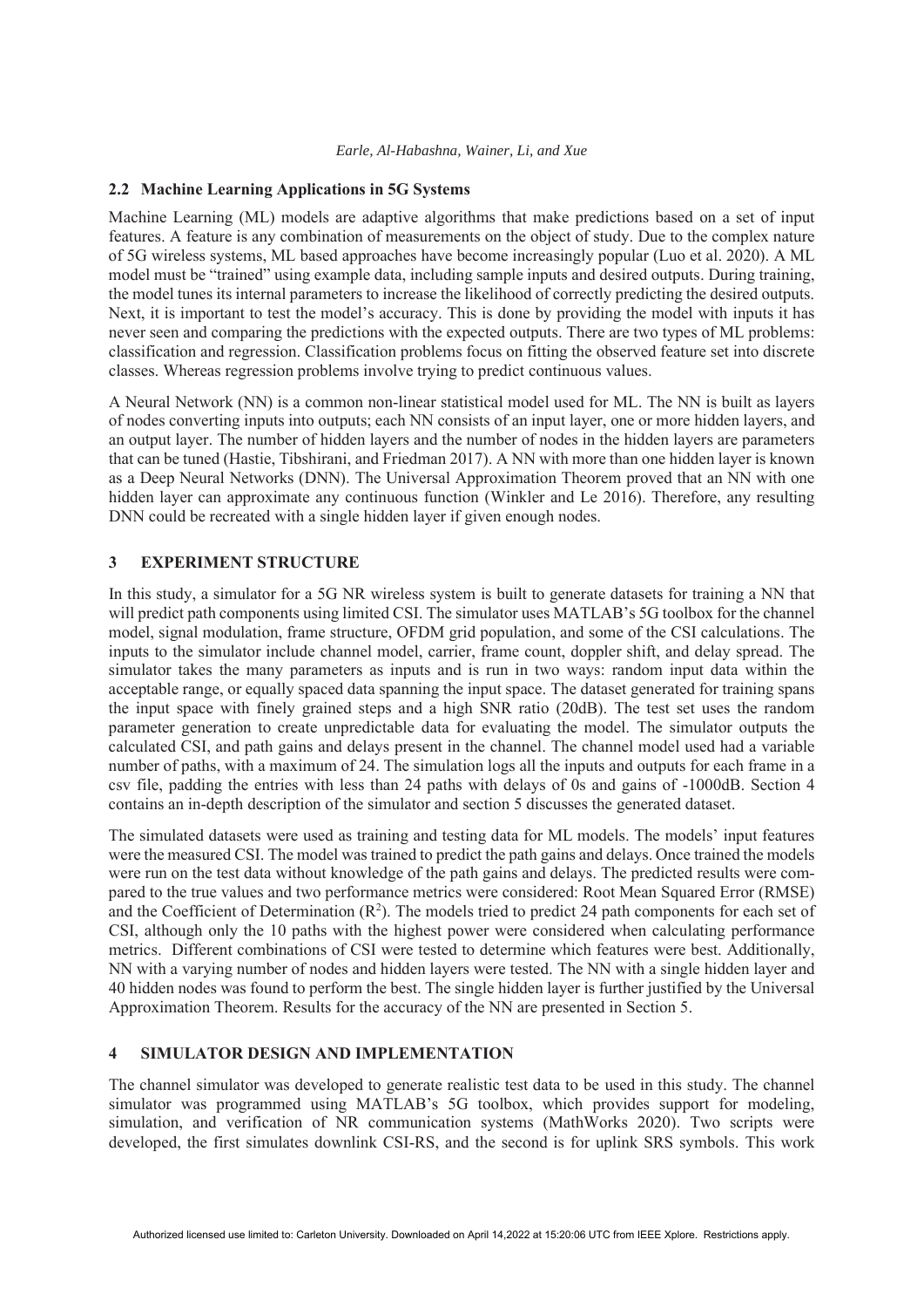## 2.2 Machine Learning Applications in 5G Systems

Machine Learning (ML) models are adaptive algorithms that make predictions based on a set of input features. A feature is any combination of measurements on the object of study. Due to the complex nature of 5G wireless systems, ML based approaches have become increasingly popular (Luo et al. 2020). A ML model must be "trained" using example data, including sample inputs and desired outputs. During training, the model tunes its internal parameters to increase the likelihood of correctly predicting the desired outputs. Next, it is important to test the model's accuracy. This is done by providing the model with inputs it has never seen and comparing the predictions with the expected outputs. There are two types of ML problems: classification and regression. Classification problems focus on fitting the observed feature set into discrete classes. Whereas regression problems involve trying to predict continuous values.

A Neural Network (NN) is a common non-linear statistical model used for ML. The NN is built as layers of nodes converting inputs into outputs; each NN consists of an input layer, one or more hidden layers, and an output layer. The number of hidden layers and the number of nodes in the hidden layers are parameters that can be tuned (Hastie, Tibshirani, and Friedman 2017). A NN with more than one hidden layer is known as a Deep Neural Networks (DNN). The Universal Approximation Theorem proved that an NN with one hidden layer can approximate any continuous function (Winkler and Le 2016). Therefore, any resulting DNN could be recreated with a single hidden layer if given enough nodes.

# 3 EXPERIMENT STRUCTURE

In this study, a simulator for a 5G NR wireless system is built to generate datasets for training a NN that will predict path components using limited CSI. The simulator uses MATLAB's 5G toolbox for the channel model, signal modulation, frame structure, OFDM grid population, and some of the CSI calculations. The inputs to the simulator include channel model, carrier, frame count, doppler shift, and delay spread. The simulator takes the many parameters as inputs and is run in two ways: random input data within the acceptable range, or equally spaced data spanning the input space. The dataset generated for training spans the input space with finely grained steps and a high SNR ratio (20dB). The test set uses the random parameter generation to create unpredictable data for evaluating the model. The simulator outputs the calculated CSI, and path gains and delays present in the channel. The channel model used had a variable number of paths, with a maximum of 24. The simulation logs all the inputs and outputs for each frame in a csv file, padding the entries with less than 24 paths with delays of 0s and gains of -1000dB. Section 4 contains an in-depth description of the simulator and section 5 discusses the generated dataset.

The simulated datasets were used as training and testing data for ML models. The models' input features were the measured CSI. The model was trained to predict the path gains and delays. Once trained the models were run on the test data without knowledge of the path gains and delays. The predicted results were compared to the true values and two performance metrics were considered: Root Mean Squared Error (RMSE) and the Coefficient of Determination ($R^2$). The models tried to predict 24 path components for each set of CSI, although only the 10 paths with the highest power were considered when calculating performance metrics. Different combinations of CSI were tested to determine which features were best. Additionally, NN with a varying number of nodes and hidden layers were tested. The NN with a single hidden layer and 40 hidden nodes was found to perform the best. The single hidden layer is further justified by the Universal Approximation Theorem. Results for the accuracy of the NN are presented in Section 5.

# 4 SIMULATOR DESIGN AND IMPLEMENTATION

The channel simulator was developed to generate realistic test data to be used in this study. The channel simulator was programmed using MATLAB's 5G toolbox, which provides support for modeling, simulation, and verification of NR communication systems (MathWorks 2020). Two scripts were developed, the first simulates downlink CSI-RS, and the second is for uplink SRS symbols. This work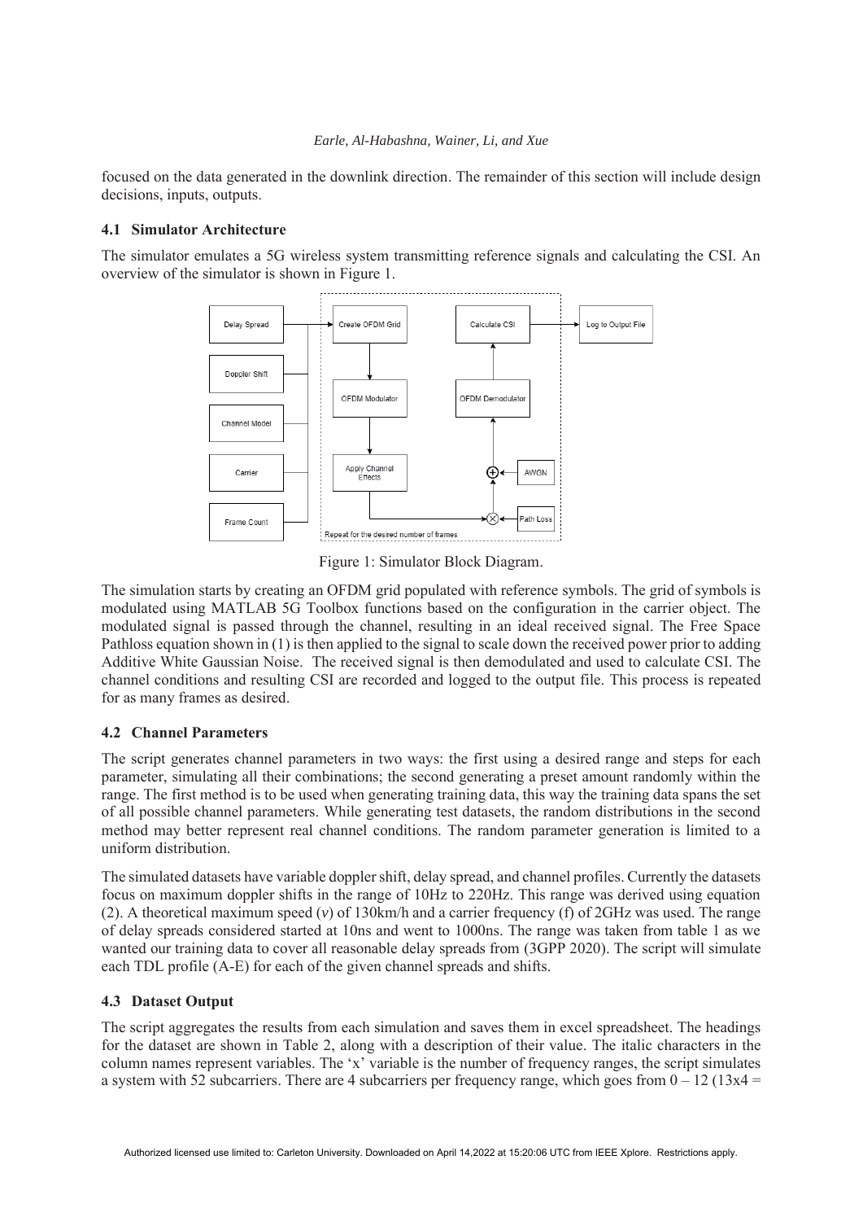focused on the data generated in the downlink direction. The remainder of this section will include design decisions, inputs, outputs.

### 4.1 Simulator Architecture

The simulator emulates a 5G wireless system transmitting reference signals and calculating the CSI. An overview of the simulator is shown in Figure 1.

Figure 1: Simulator Block Diagram.

The simulation starts by creating an OFDM grid populated with reference symbols. The grid of symbols is modulated using MATLAB 5G Toolbox functions based on the configuration in the carrier object. The modulated signal is passed through the channel, resulting in an ideal received signal. The Free Space Pathloss equation shown in (1) is then applied to the signal to scale down the received power prior to adding Additive White Gaussian Noise. The received signal is then demodulated and used to calculate CSI. The channel conditions and resulting CSI are recorded and logged to the output file. This process is repeated for as many frames as desired.

### 4.2 Channel Parameters

The script generates channel parameters in two ways: the first using a desired range and steps for each parameter, simulating all their combinations; the second generating a preset amount randomly within the range. The first method is to be used when generating training data, this way the training data spans the set of all possible channel parameters. While generating test datasets, the random distributions in the second method may better represent real channel conditions. The random parameter generation is limited to a uniform distribution.

The simulated datasets have variable doppler shift, delay spread, and channel profiles. Currently the datasets focus on maximum doppler shifts in the range of 10Hz to 220Hz. This range was derived using equation (2). A theoretical maximum speed ($v$) of 130km/h and a carrier frequency (f) of 2GHz was used. The range of delay spreads considered started at 10ns and went to 1000ns. The range was taken from table 1 as we wanted our training data to cover all reasonable delay spreads from (3GPP 2020). The script will simulate each TDL profile (A-E) for each of the given channel spreads and shifts.

### 4.3 Dataset Output

The script aggregates the results from each simulation and saves them in excel spreadsheet. The headings for the dataset are shown in Table 2, along with a description of their value. The italic characters in the column names represent variables. The 'x' variable is the number of frequency ranges, the script simulates a system with 52 subcarriers. There are 4 subcarriers per frequency range, which goes from 0 – 12 (13x4 =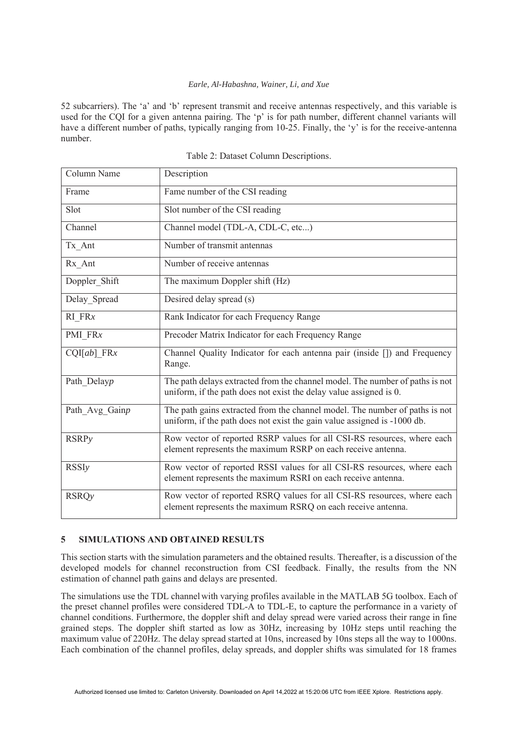52 subcarriers). The 'a' and 'b' represent transmit and receive antennas respectively, and this variable is used for the CQI for a given antenna pairing. The 'p' is for path number, different channel variants will have a different number of paths, typically ranging from 10-25. Finally, the 'y' is for the receive-antenna number.

Table 2: Dataset Column Descriptions.

| Column Name | Description |
|---|---|
| Frame | Fame number of the CSI reading |
| Slot | Slot number of the CSI reading |
| Channel | Channel model (TDL-A, CDL-C, etc...) |
| Tx_Ant | Number of transmit antennas |
| Rx_Ant | Number of receive antennas |
| Doppler_Shift | The maximum Doppler shift (Hz) |
| Delay_Spread | Desired delay spread (s) |
| RI_FR*x* | Rank Indicator for each Frequency Range |
| PMI_FR*x* | Precoder Matrix Indicator for each Frequency Range |
| CQI[*ab*]_FR*x* | Channel Quality Indicator for each antenna pair (inside []) and Frequency Range. |
| Path_Delay*p* | The path delays extracted from the channel model. The number of paths is not uniform, if the path does not exist the delay value assigned is 0. |
| Path_Avg_Gain*p* | The path gains extracted from the channel model. The number of paths is not uniform, if the path does not exist the gain value assigned is -1000 db. |
| RSRP*y* | Row vector of reported RSRP values for all CSI-RS resources, where each element represents the maximum RSRP on each receive antenna. |
| RSSI*y* | Row vector of reported RSSI values for all CSI-RS resources, where each element represents the maximum RSRI on each receive antenna. |
| RSRQ*y* | Row vector of reported RSRQ values for all CSI-RS resources, where each element represents the maximum RSRQ on each receive antenna. |

## 5 SIMULATIONS AND OBTAINED RESULTS

This section starts with the simulation parameters and the obtained results. Thereafter, is a discussion of the developed models for channel reconstruction from CSI feedback. Finally, the results from the NN estimation of channel path gains and delays are presented.

The simulations use the TDL channel with varying profiles available in the MATLAB 5G toolbox. Each of the preset channel profiles were considered TDL-A to TDL-E, to capture the performance in a variety of channel conditions. Furthermore, the doppler shift and delay spread were varied across their range in fine grained steps. The doppler shift started as low as 30Hz, increasing by 10Hz steps until reaching the maximum value of 220Hz. The delay spread started at 10ns, increased by 10ns steps all the way to 1000ns. Each combination of the channel profiles, delay spreads, and doppler shifts was simulated for 18 frames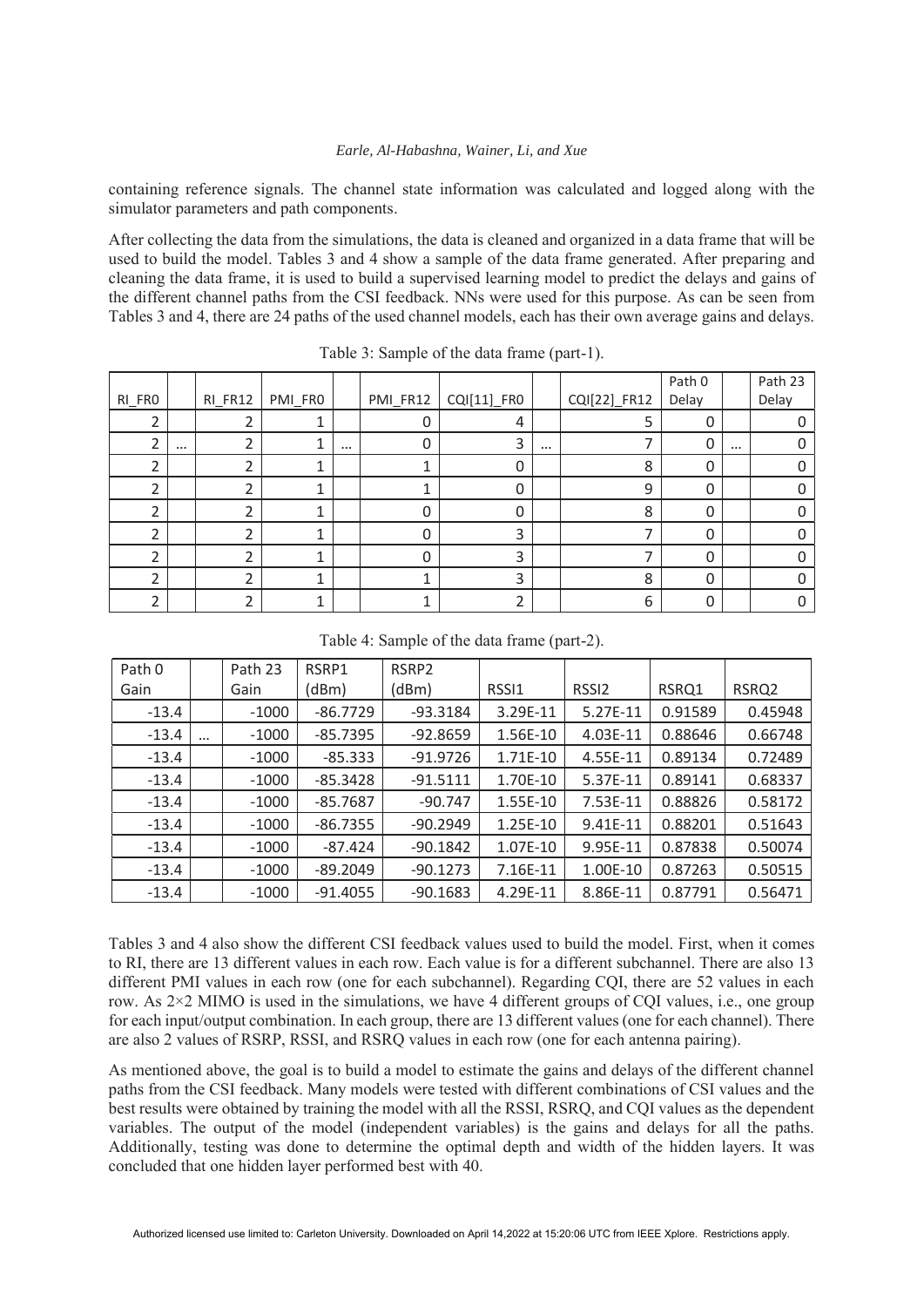containing reference signals. The channel state information was calculated and logged along with the simulator parameters and path components.

After collecting the data from the simulations, the data is cleaned and organized in a data frame that will be used to build the model. Tables 3 and 4 show a sample of the data frame generated. After preparing and cleaning the data frame, it is used to build a supervised learning model to predict the delays and gains of the different channel paths from the CSI feedback. NNs were used for this purpose. As can be seen from Tables 3 and 4, there are 24 paths of the used channel models, each has their own average gains and delays.

Table 3: Sample of the data frame (part-1).

| RI_FR0 | | RI_FR12 | PMI_FR0 | | PMI_FR12 | CQI[11]_FR0 | | CQI[22]_FR12 | Path 0 Delay | | Path 23 Delay |
|---|---|---|---|---|---|---|---|---|---|---|---|
| 2 | | 2 | 1 | | 0 | 4 | | 5 | 0 | | 0 |
| 2 | … | 2 | 1 | … | 0 | 3 | … | 7 | 0 | … | 0 |
| 2 | | 2 | 1 | | 1 | 0 | | 8 | 0 | | 0 |
| 2 | | 2 | 1 | | 1 | 0 | | 9 | 0 | | 0 |
| 2 | | 2 | 1 | | 0 | 0 | | 8 | 0 | | 0 |
| 2 | | 2 | 1 | | 0 | 3 | | 7 | 0 | | 0 |
| 2 | | 2 | 1 | | 0 | 3 | | 7 | 0 | | 0 |
| 2 | | 2 | 1 | | 1 | 3 | | 8 | 0 | | 0 |
| 2 | | 2 | 1 | | 1 | 2 | | 6 | 0 | | 0 |

Table 4: Sample of the data frame (part-2).

| Path 0 Gain | | Path 23 Gain | RSRP1 (dBm) | RSRP2 (dBm) | RSSI1 | RSSI2 | RSRQ1 | RSRQ2 |
|---|---|---|---|---|---|---|---|---|
| -13.4 | | -1000 | -86.7729 | -93.3184 | 3.29E-11 | 5.27E-11 | 0.91589 | 0.45948 |
| -13.4 | … | -1000 | -85.7395 | -92.8659 | 1.56E-10 | 4.03E-11 | 0.88646 | 0.66748 |
| -13.4 | | -1000 | -85.333 | -91.9726 | 1.71E-10 | 4.55E-11 | 0.89134 | 0.72489 |
| -13.4 | | -1000 | -85.3428 | -91.5111 | 1.70E-10 | 5.37E-11 | 0.89141 | 0.68337 |
| -13.4 | | -1000 | -85.7687 | -90.747 | 1.55E-10 | 7.53E-11 | 0.88826 | 0.58172 |
| -13.4 | | -1000 | -86.7355 | -90.2949 | 1.25E-10 | 9.41E-11 | 0.88201 | 0.51643 |
| -13.4 | | -1000 | -87.424 | -90.1842 | 1.07E-10 | 9.95E-11 | 0.87838 | 0.50074 |
| -13.4 | | -1000 | -89.2049 | -90.1273 | 7.16E-11 | 1.00E-10 | 0.87263 | 0.50515 |
| -13.4 | | -1000 | -91.4055 | -90.1683 | 4.29E-11 | 8.86E-11 | 0.87791 | 0.56471 |

Tables 3 and 4 also show the different CSI feedback values used to build the model. First, when it comes to RI, there are 13 different values in each row. Each value is for a different subchannel. There are also 13 different PMI values in each row (one for each subchannel). Regarding CQI, there are 52 values in each row. As $2{\times}2$ MIMO is used in the simulations, we have 4 different groups of CQI values, i.e., one group for each input/output combination. In each group, there are 13 different values (one for each channel). There are also 2 values of RSRP, RSSI, and RSRQ values in each row (one for each antenna pairing).

As mentioned above, the goal is to build a model to estimate the gains and delays of the different channel paths from the CSI feedback. Many models were tested with different combinations of CSI values and the best results were obtained by training the model with all the RSSI, RSRQ, and CQI values as the dependent variables. The output of the model (independent variables) is the gains and delays for all the paths. Additionally, testing was done to determine the optimal depth and width of the hidden layers. It was concluded that one hidden layer performed best with 40.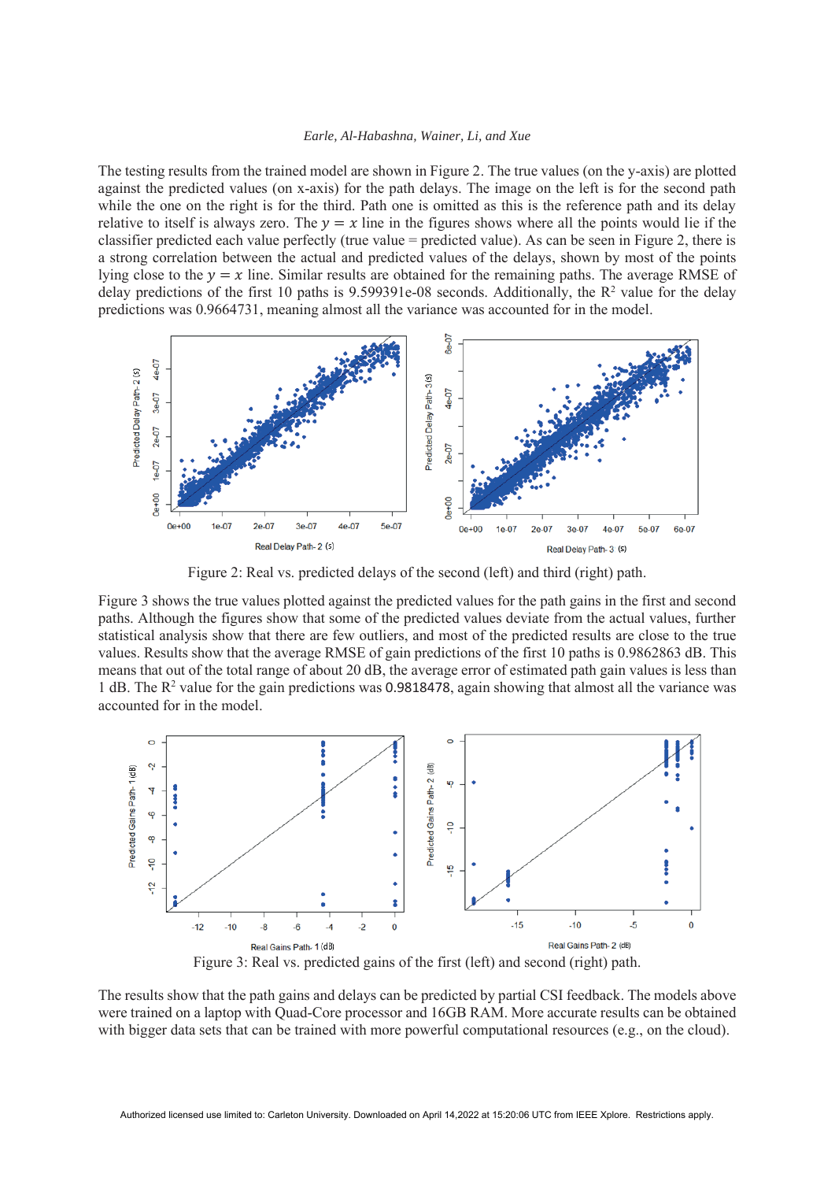The testing results from the trained model are shown in Figure 2. The true values (on the y-axis) are plotted against the predicted values (on x-axis) for the path delays. The image on the left is for the second path while the one on the right is for the third. Path one is omitted as this is the reference path and its delay relative to itself is always zero. The $y = x$ line in the figures shows where all the points would lie if the classifier predicted each value perfectly (true value = predicted value). As can be seen in Figure 2, there is a strong correlation between the actual and predicted values of the delays, shown by most of the points lying close to the $y = x$ line. Similar results are obtained for the remaining paths. The average RMSE of delay predictions of the first 10 paths is 9.599391e-08 seconds. Additionally, the $R^2$ value for the delay predictions was 0.9664731, meaning almost all the variance was accounted for in the model.

Figure 2: Real vs. predicted delays of the second (left) and third (right) path.

Figure 3 shows the true values plotted against the predicted values for the path gains in the first and second paths. Although the figures show that some of the predicted values deviate from the actual values, further statistical analysis show that there are few outliers, and most of the predicted results are close to the true values. Results show that the average RMSE of gain predictions of the first 10 paths is 0.9862863 dB. This means that out of the total range of about 20 dB, the average error of estimated path gain values is less than 1 dB. The $R^2$ value for the gain predictions was 0.9818478, again showing that almost all the variance was accounted for in the model.

Figure 3: Real vs. predicted gains of the first (left) and second (right) path.

The results show that the path gains and delays can be predicted by partial CSI feedback. The models above were trained on a laptop with Quad-Core processor and 16GB RAM. More accurate results can be obtained with bigger data sets that can be trained with more powerful computational resources (e.g., on the cloud).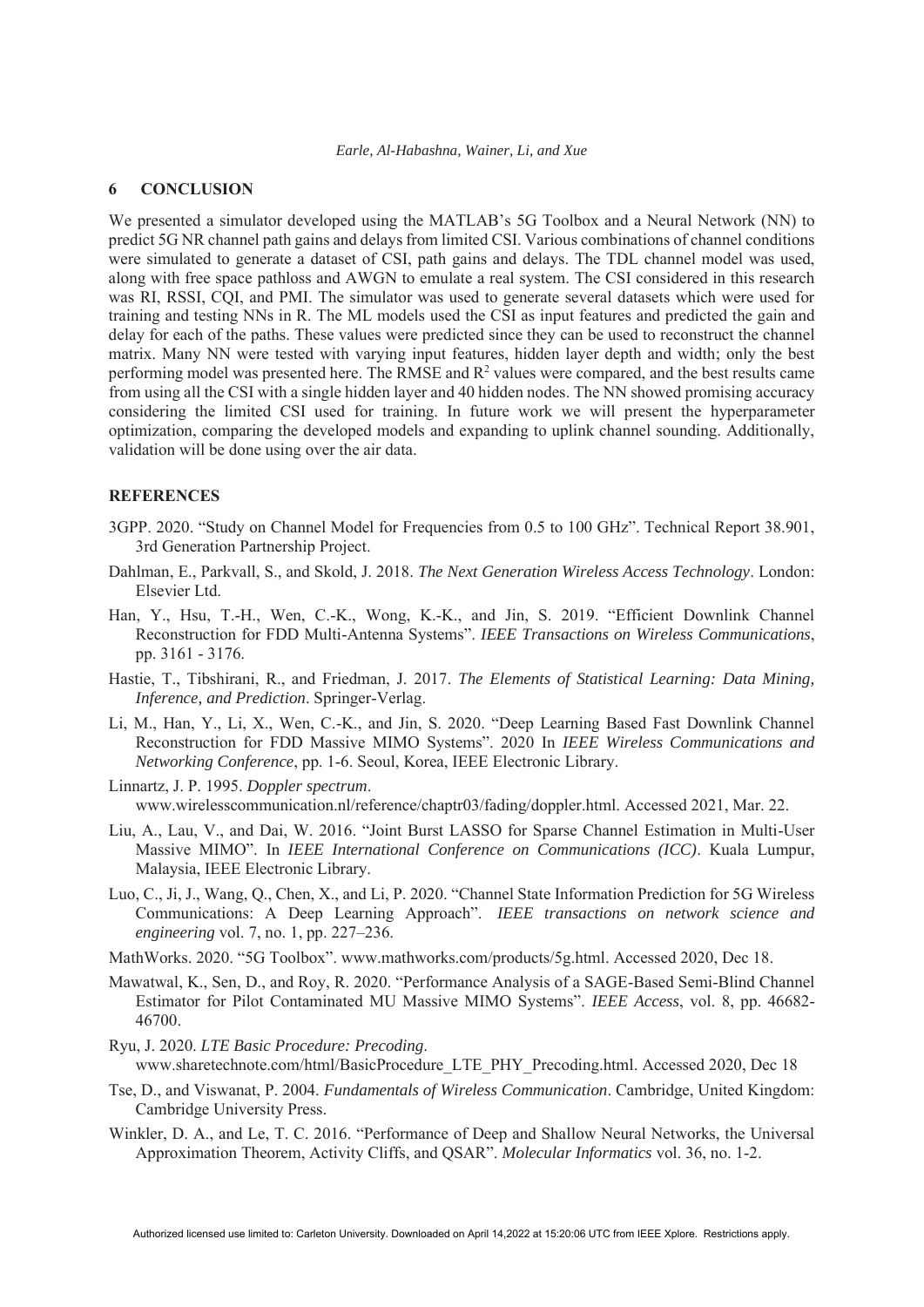## 6 CONCLUSION

We presented a simulator developed using the MATLAB's 5G Toolbox and a Neural Network (NN) to predict 5G NR channel path gains and delays from limited CSI. Various combinations of channel conditions were simulated to generate a dataset of CSI, path gains and delays. The TDL channel model was used, along with free space pathloss and AWGN to emulate a real system. The CSI considered in this research was RI, RSSI, CQI, and PMI. The simulator was used to generate several datasets which were used for training and testing NNs in R. The ML models used the CSI as input features and predicted the gain and delay for each of the paths. These values were predicted since they can be used to reconstruct the channel matrix. Many NN were tested with varying input features, hidden layer depth and width; only the best performing model was presented here. The RMSE and $R^2$ values were compared, and the best results came from using all the CSI with a single hidden layer and 40 hidden nodes. The NN showed promising accuracy considering the limited CSI used for training. In future work we will present the hyperparameter optimization, comparing the developed models and expanding to uplink channel sounding. Additionally, validation will be done using over the air data.

## REFERENCES

3GPP. 2020. "Study on Channel Model for Frequencies from 0.5 to 100 GHz". Technical Report 38.901, 3rd Generation Partnership Project.

Dahlman, E., Parkvall, S., and Skold, J. 2018. *The Next Generation Wireless Access Technology*. London: Elsevier Ltd.

Han, Y., Hsu, T.-H., Wen, C.-K., Wong, K.-K., and Jin, S. 2019. "Efficient Downlink Channel Reconstruction for FDD Multi-Antenna Systems". *IEEE Transactions on Wireless Communications*, pp. 3161 - 3176.

Hastie, T., Tibshirani, R., and Friedman, J. 2017. *The Elements of Statistical Learning: Data Mining, Inference, and Prediction*. Springer-Verlag.

Li, M., Han, Y., Li, X., Wen, C.-K., and Jin, S. 2020. "Deep Learning Based Fast Downlink Channel Reconstruction for FDD Massive MIMO Systems". 2020 In *IEEE Wireless Communications and Networking Conference*, pp. 1-6. Seoul, Korea, IEEE Electronic Library.

Linnartz, J. P. 1995. *Doppler spectrum*. www.wirelesscommunication.nl/reference/chaptr03/fading/doppler.html. Accessed 2021, Mar. 22.

Liu, A., Lau, V., and Dai, W. 2016. "Joint Burst LASSO for Sparse Channel Estimation in Multi-User Massive MIMO". In *IEEE International Conference on Communications (ICC)*. Kuala Lumpur, Malaysia, IEEE Electronic Library.

Luo, C., Ji, J., Wang, Q., Chen, X., and Li, P. 2020. "Channel State Information Prediction for 5G Wireless Communications: A Deep Learning Approach". *IEEE transactions on network science and engineering* vol. 7, no. 1, pp. 227–236.

MathWorks. 2020. "5G Toolbox". www.mathworks.com/products/5g.html. Accessed 2020, Dec 18.

Mawatwal, K., Sen, D., and Roy, R. 2020. "Performance Analysis of a SAGE-Based Semi-Blind Channel Estimator for Pilot Contaminated MU Massive MIMO Systems". *IEEE Access*, vol. 8, pp. 46682-46700.

Ryu, J. 2020. *LTE Basic Procedure: Precoding*. www.sharetechnote.com/html/BasicProcedure_LTE_PHY_Precoding.html. Accessed 2020, Dec 18

Tse, D., and Viswanat, P. 2004. *Fundamentals of Wireless Communication*. Cambridge, United Kingdom: Cambridge University Press.

Winkler, D. A., and Le, T. C. 2016. "Performance of Deep and Shallow Neural Networks, the Universal Approximation Theorem, Activity Cliffs, and QSAR". *Molecular Informatics* vol. 36, no. 1-2.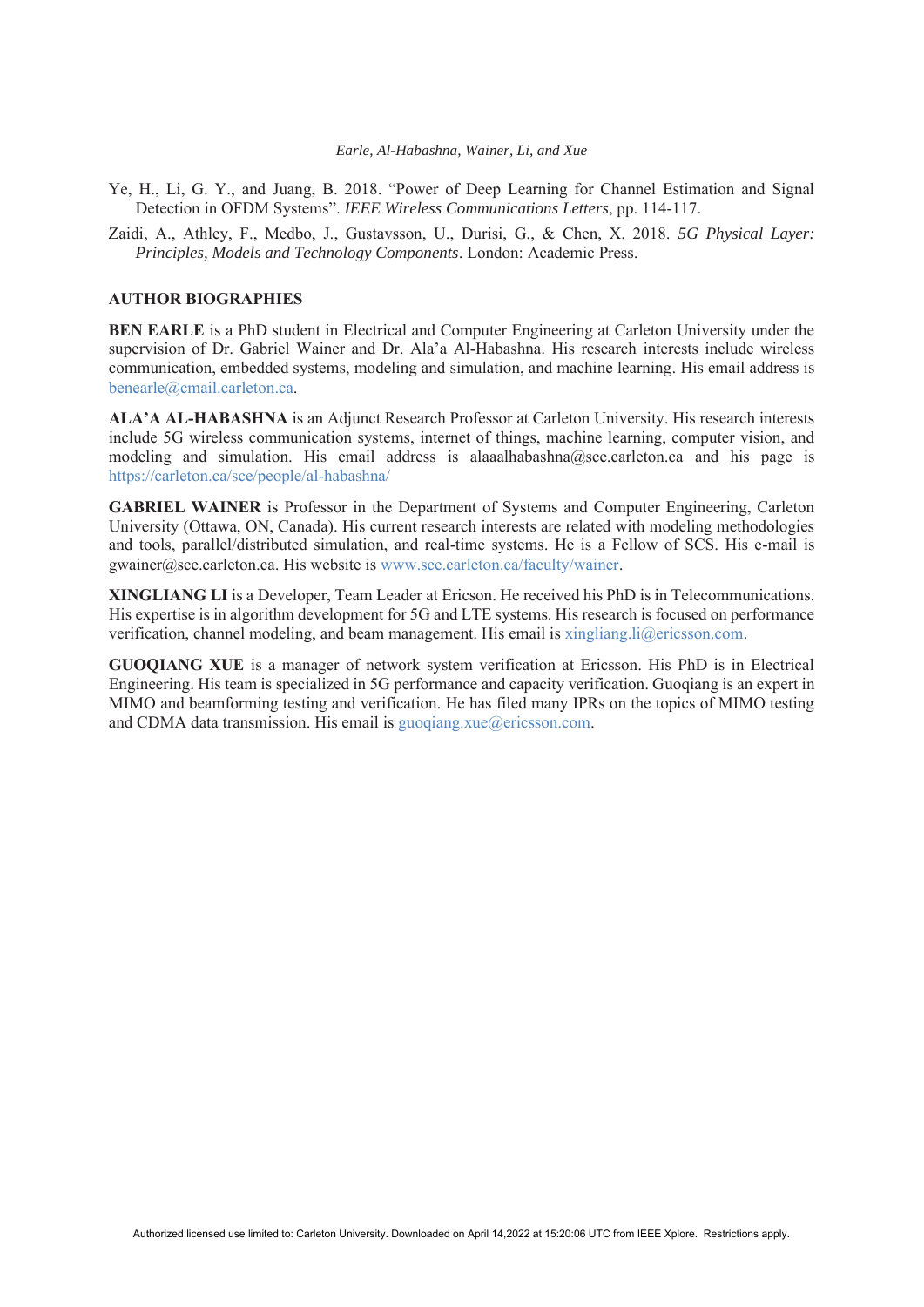Ye, H., Li, G. Y., and Juang, B. 2018. "Power of Deep Learning for Channel Estimation and Signal Detection in OFDM Systems". *IEEE Wireless Communications Letters*, pp. 114-117.

Zaidi, A., Athley, F., Medbo, J., Gustavsson, U., Durisi, G., & Chen, X. 2018. *5G Physical Layer: Principles, Models and Technology Components*. London: Academic Press.

## AUTHOR BIOGRAPHIES

**BEN EARLE** is a PhD student in Electrical and Computer Engineering at Carleton University under the supervision of Dr. Gabriel Wainer and Dr. Ala'a Al-Habashna. His research interests include wireless communication, embedded systems, modeling and simulation, and machine learning. His email address is benearle@cmail.carleton.ca.

**ALA'A AL-HABASHNA** is an Adjunct Research Professor at Carleton University. His research interests include 5G wireless communication systems, internet of things, machine learning, computer vision, and modeling and simulation. His email address is alaaalhabashna@sce.carleton.ca and his page is https://carleton.ca/sce/people/al-habashna/

**GABRIEL WAINER** is Professor in the Department of Systems and Computer Engineering, Carleton University (Ottawa, ON, Canada). His current research interests are related with modeling methodologies and tools, parallel/distributed simulation, and real-time systems. He is a Fellow of SCS. His e-mail is gwainer@sce.carleton.ca. His website is www.sce.carleton.ca/faculty/wainer.

**XINGLIANG LI** is a Developer, Team Leader at Ericson. He received his PhD is in Telecommunications. His expertise is in algorithm development for 5G and LTE systems. His research is focused on performance verification, channel modeling, and beam management. His email is xingliang.li@ericsson.com.

**GUOQIANG XUE** is a manager of network system verification at Ericsson. His PhD is in Electrical Engineering. His team is specialized in 5G performance and capacity verification. Guoqiang is an expert in MIMO and beamforming testing and verification. He has filed many IPRs on the topics of MIMO testing and CDMA data transmission. His email is guoqiang.xue@ericsson.com.